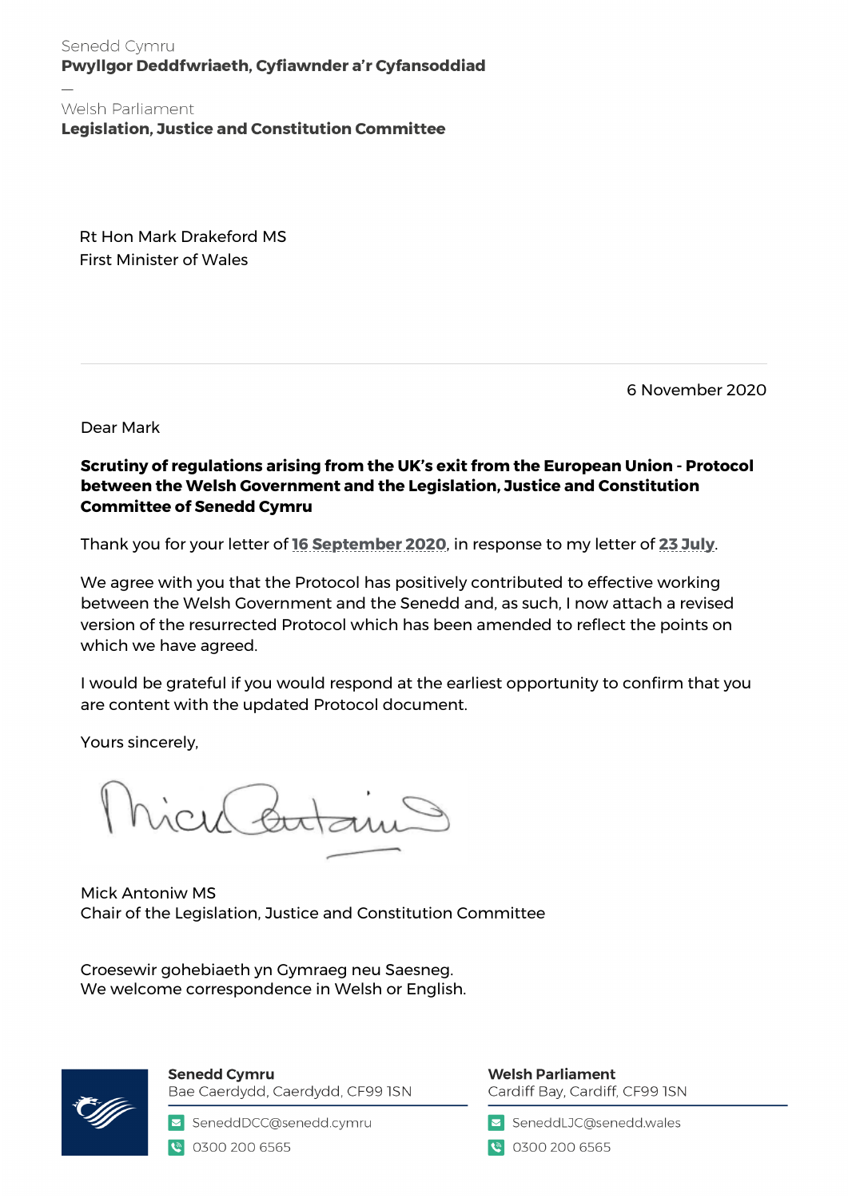Senedd Cymru
**Pwyllgor Deddfwriaeth, Cyfiawnder a'r Cyfansoddiad**

—

Welsh Parliament
**Legislation, Justice and Constitution Committee**

Rt Hon Mark Drakeford MS
First Minister of Wales

6 November 2020

Dear Mark

**Scrutiny of regulations arising from the UK's exit from the European Union - Protocol between the Welsh Government and the Legislation, Justice and Constitution Committee of Senedd Cymru**

Thank you for your letter of 16 September 2020, in response to my letter of 23 July.

We agree with you that the Protocol has positively contributed to effective working between the Welsh Government and the Senedd and, as such, I now attach a revised version of the resurrected Protocol which has been amended to reflect the points on which we have agreed.

I would be grateful if you would respond at the earliest opportunity to confirm that you are content with the updated Protocol document.

Yours sincerely,

Mick Antoniw MS
Chair of the Legislation, Justice and Constitution Committee

Croesewir gohebiaeth yn Gymraeg neu Saesneg.
We welcome correspondence in Welsh or English.

**Senedd Cymru**
Bae Caerdydd, Caerdydd, CF99 1SN
SeneddDCC@senedd.cymru
0300 200 6565

**Welsh Parliament**
Cardiff Bay, Cardiff, CF99 1SN
SeneddLJC@senedd.wales
0300 200 6565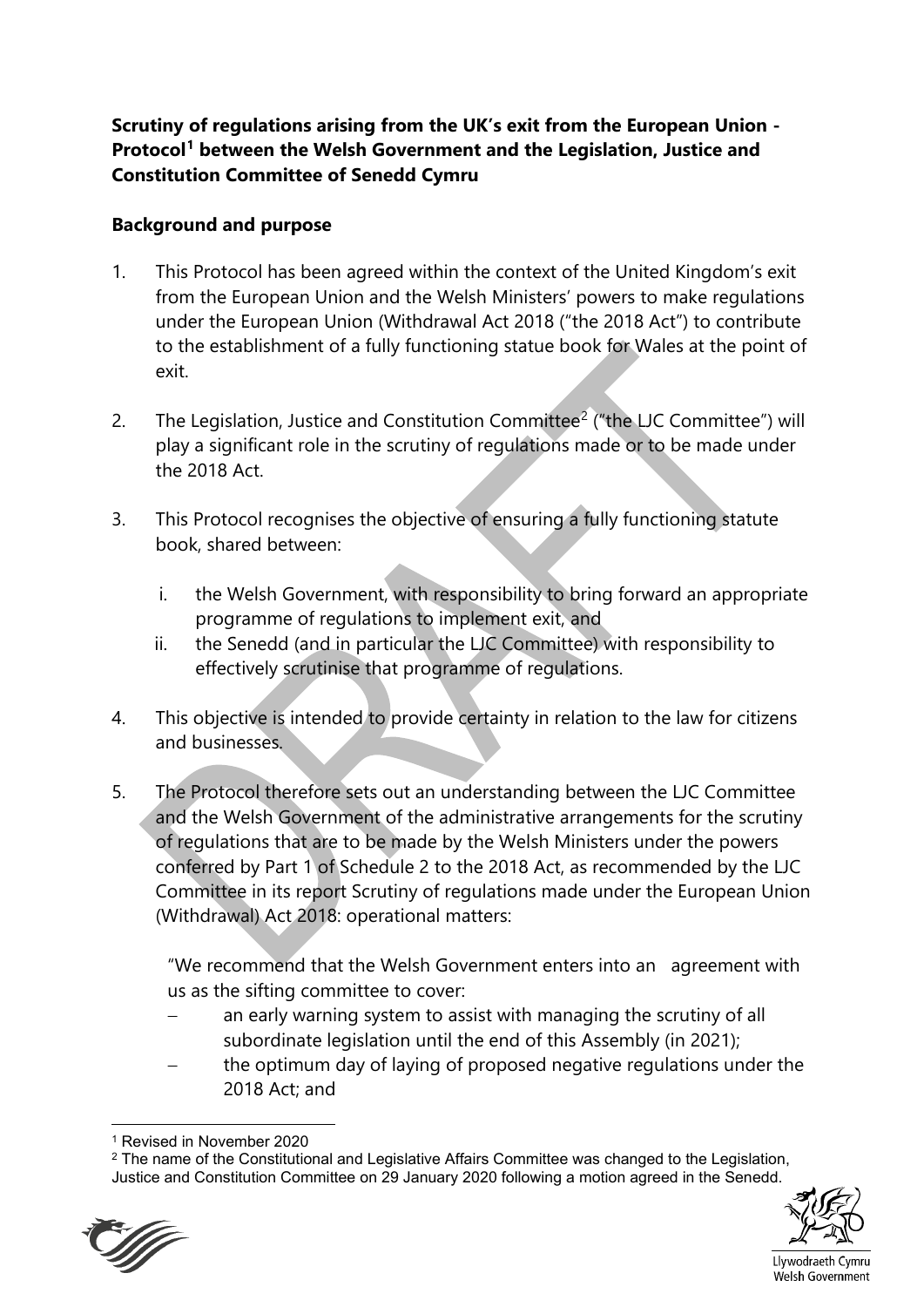**Scrutiny of regulations arising from the UK's exit from the European Union - Protocol[1] between the Welsh Government and the Legislation, Justice and Constitution Committee of Senedd Cymru**

**Background and purpose**

1. This Protocol has been agreed within the context of the United Kingdom's exit from the European Union and the Welsh Ministers' powers to make regulations under the European Union (Withdrawal Act 2018 ("the 2018 Act") to contribute to the establishment of a fully functioning statue book for Wales at the point of exit.

2. The Legislation, Justice and Constitution Committee[2] ("the LJC Committee") will play a significant role in the scrutiny of regulations made or to be made under the 2018 Act.

3. This Protocol recognises the objective of ensuring a fully functioning statute book, shared between:

   i. the Welsh Government, with responsibility to bring forward an appropriate programme of regulations to implement exit, and
   
   ii. the Senedd (and in particular the LJC Committee) with responsibility to effectively scrutinise that programme of regulations.

4. This objective is intended to provide certainty in relation to the law for citizens and businesses.

5. The Protocol therefore sets out an understanding between the LJC Committee and the Welsh Government of the administrative arrangements for the scrutiny of regulations that are to be made by the Welsh Ministers under the powers conferred by Part 1 of Schedule 2 to the 2018 Act, as recommended by the LJC Committee in its report Scrutiny of regulations made under the European Union (Withdrawal) Act 2018: operational matters:

   "We recommend that the Welsh Government enters into an agreement with us as the sifting committee to cover:

   - an early warning system to assist with managing the scrutiny of all subordinate legislation until the end of this Assembly (in 2021);
   - the optimum day of laying of proposed negative regulations under the 2018 Act; and

---

[1] Revised in November 2020

[2] The name of the Constitutional and Legislative Affairs Committee was changed to the Legislation, Justice and Constitution Committee on 29 January 2020 following a motion agreed in the Senedd.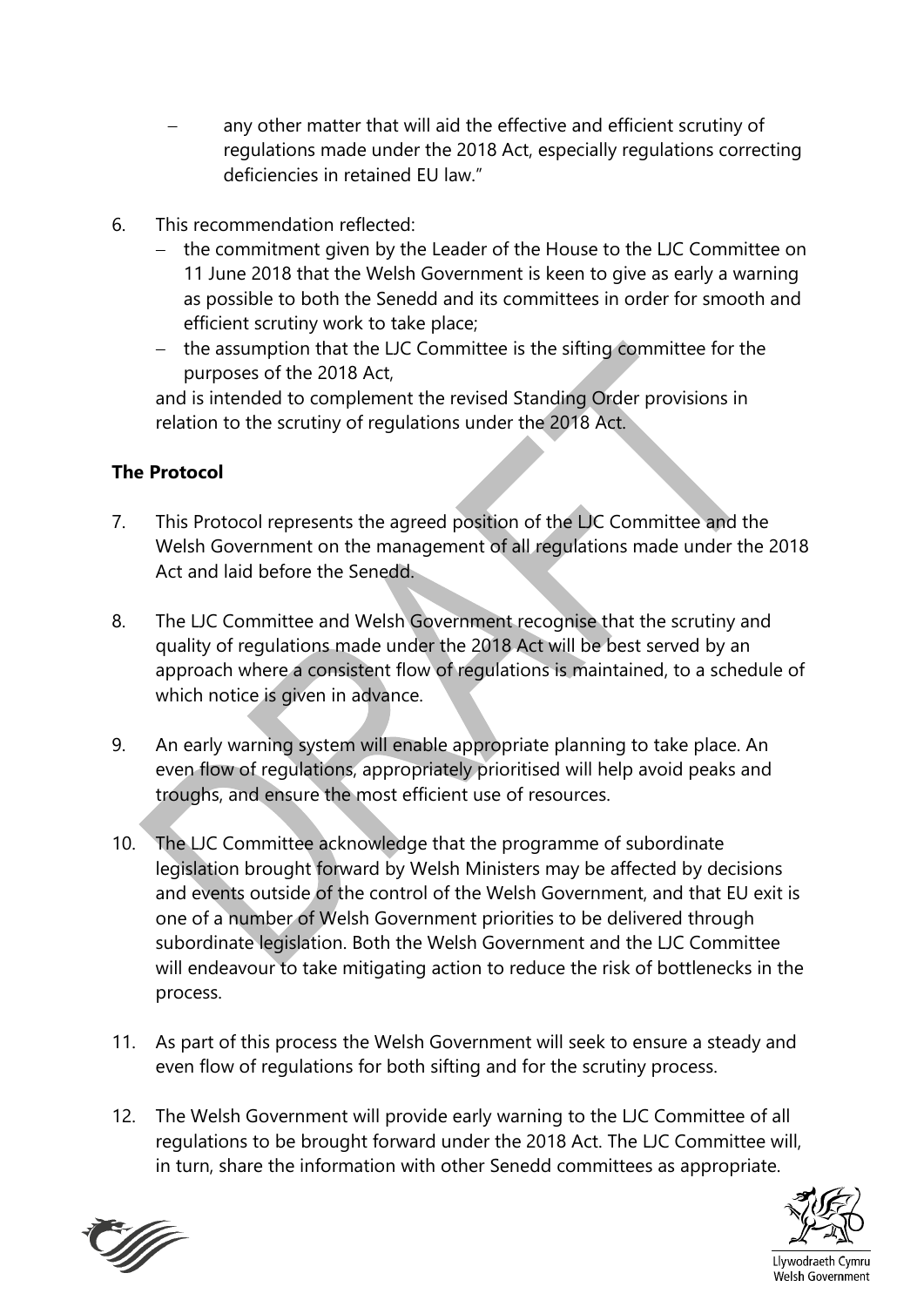- any other matter that will aid the effective and efficient scrutiny of regulations made under the 2018 Act, especially regulations correcting deficiencies in retained EU law."

6. This recommendation reflected:
   - the commitment given by the Leader of the House to the LJC Committee on 11 June 2018 that the Welsh Government is keen to give as early a warning as possible to both the Senedd and its committees in order for smooth and efficient scrutiny work to take place;
   - the assumption that the LJC Committee is the sifting committee for the purposes of the 2018 Act,

   and is intended to complement the revised Standing Order provisions in relation to the scrutiny of regulations under the 2018 Act.

**The Protocol**

7. This Protocol represents the agreed position of the LJC Committee and the Welsh Government on the management of all regulations made under the 2018 Act and laid before the Senedd.

8. The LJC Committee and Welsh Government recognise that the scrutiny and quality of regulations made under the 2018 Act will be best served by an approach where a consistent flow of regulations is maintained, to a schedule of which notice is given in advance.

9. An early warning system will enable appropriate planning to take place. An even flow of regulations, appropriately prioritised will help avoid peaks and troughs, and ensure the most efficient use of resources.

10. The LJC Committee acknowledge that the programme of subordinate legislation brought forward by Welsh Ministers may be affected by decisions and events outside of the control of the Welsh Government, and that EU exit is one of a number of Welsh Government priorities to be delivered through subordinate legislation. Both the Welsh Government and the LJC Committee will endeavour to take mitigating action to reduce the risk of bottlenecks in the process.

11. As part of this process the Welsh Government will seek to ensure a steady and even flow of regulations for both sifting and for the scrutiny process.

12. The Welsh Government will provide early warning to the LJC Committee of all regulations to be brought forward under the 2018 Act. The LJC Committee will, in turn, share the information with other Senedd committees as appropriate.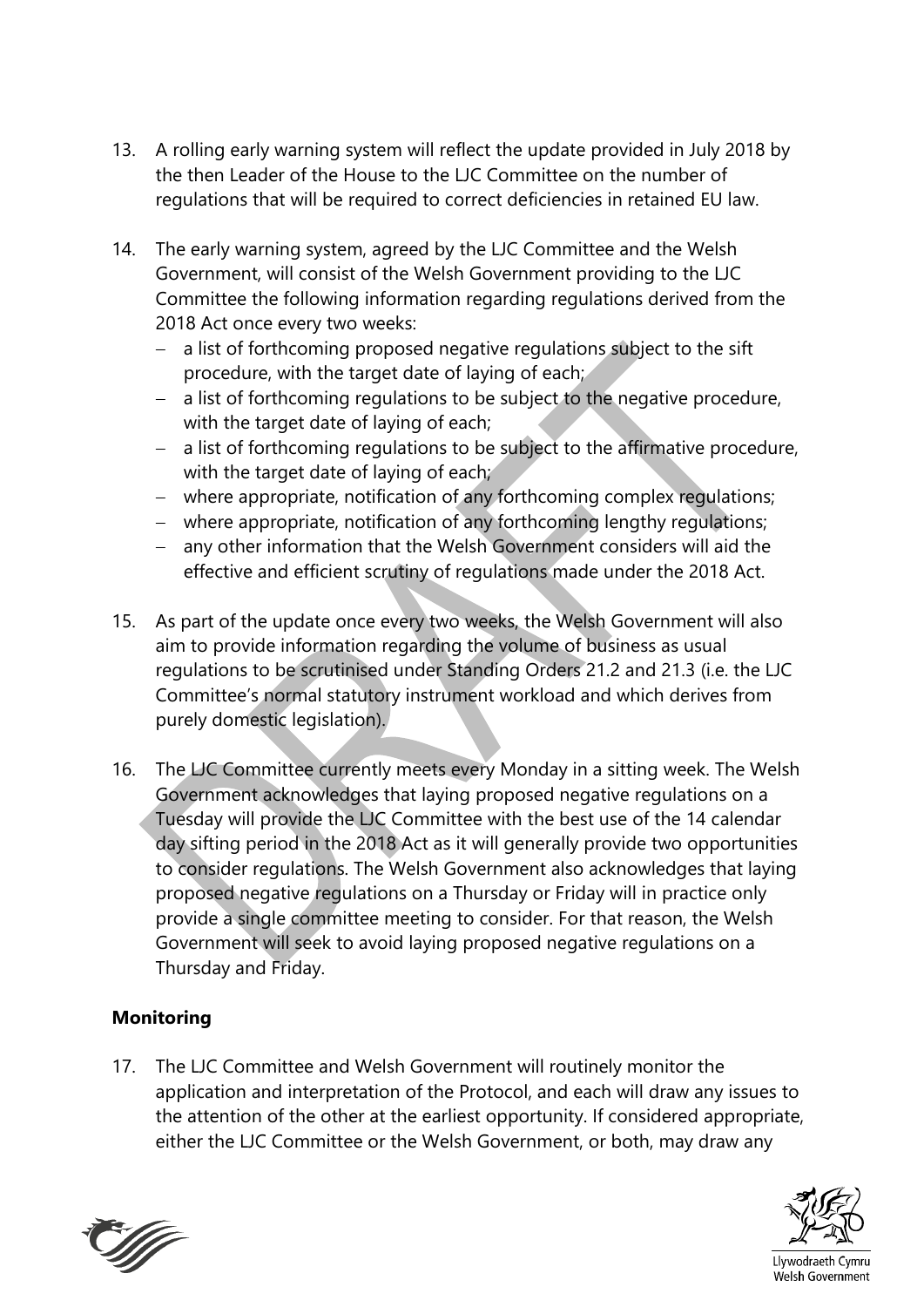13. A rolling early warning system will reflect the update provided in July 2018 by the then Leader of the House to the LJC Committee on the number of regulations that will be required to correct deficiencies in retained EU law.

14. The early warning system, agreed by the LJC Committee and the Welsh Government, will consist of the Welsh Government providing to the LJC Committee the following information regarding regulations derived from the 2018 Act once every two weeks:
    - a list of forthcoming proposed negative regulations subject to the sift procedure, with the target date of laying of each;
    - a list of forthcoming regulations to be subject to the negative procedure, with the target date of laying of each;
    - a list of forthcoming regulations to be subject to the affirmative procedure, with the target date of laying of each;
    - where appropriate, notification of any forthcoming complex regulations;
    - where appropriate, notification of any forthcoming lengthy regulations;
    - any other information that the Welsh Government considers will aid the effective and efficient scrutiny of regulations made under the 2018 Act.

15. As part of the update once every two weeks, the Welsh Government will also aim to provide information regarding the volume of business as usual regulations to be scrutinised under Standing Orders 21.2 and 21.3 (i.e. the LJC Committee's normal statutory instrument workload and which derives from purely domestic legislation).

16. The LJC Committee currently meets every Monday in a sitting week. The Welsh Government acknowledges that laying proposed negative regulations on a Tuesday will provide the LJC Committee with the best use of the 14 calendar day sifting period in the 2018 Act as it will generally provide two opportunities to consider regulations. The Welsh Government also acknowledges that laying proposed negative regulations on a Thursday or Friday will in practice only provide a single committee meeting to consider. For that reason, the Welsh Government will seek to avoid laying proposed negative regulations on a Thursday and Friday.

**Monitoring**

17. The LJC Committee and Welsh Government will routinely monitor the application and interpretation of the Protocol, and each will draw any issues to the attention of the other at the earliest opportunity. If considered appropriate, either the LJC Committee or the Welsh Government, or both, may draw any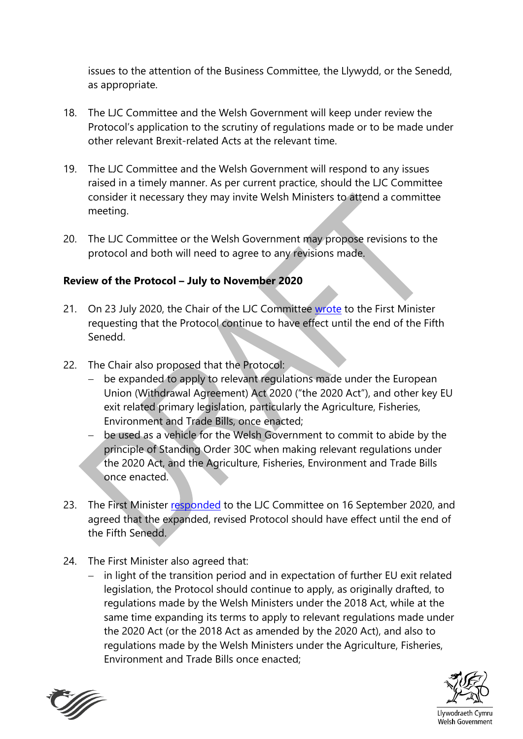issues to the attention of the Business Committee, the Llywydd, or the Senedd, as appropriate.

18. The LJC Committee and the Welsh Government will keep under review the Protocol's application to the scrutiny of regulations made or to be made under other relevant Brexit-related Acts at the relevant time.

19. The LJC Committee and the Welsh Government will respond to any issues raised in a timely manner. As per current practice, should the LJC Committee consider it necessary they may invite Welsh Ministers to attend a committee meeting.

20. The LJC Committee or the Welsh Government may propose revisions to the protocol and both will need to agree to any revisions made.

**Review of the Protocol – July to November 2020**

21. On 23 July 2020, the Chair of the LJC Committee wrote to the First Minister requesting that the Protocol continue to have effect until the end of the Fifth Senedd.

22. The Chair also proposed that the Protocol:
    - be expanded to apply to relevant regulations made under the European Union (Withdrawal Agreement) Act 2020 ("the 2020 Act"), and other key EU exit related primary legislation, particularly the Agriculture, Fisheries, Environment and Trade Bills, once enacted;
    - be used as a vehicle for the Welsh Government to commit to abide by the principle of Standing Order 30C when making relevant regulations under the 2020 Act, and the Agriculture, Fisheries, Environment and Trade Bills once enacted.

23. The First Minister responded to the LJC Committee on 16 September 2020, and agreed that the expanded, revised Protocol should have effect until the end of the Fifth Senedd.

24. The First Minister also agreed that:
    - in light of the transition period and in expectation of further EU exit related legislation, the Protocol should continue to apply, as originally drafted, to regulations made by the Welsh Ministers under the 2018 Act, while at the same time expanding its terms to apply to relevant regulations made under the 2020 Act (or the 2018 Act as amended by the 2020 Act), and also to regulations made by the Welsh Ministers under the Agriculture, Fisheries, Environment and Trade Bills once enacted;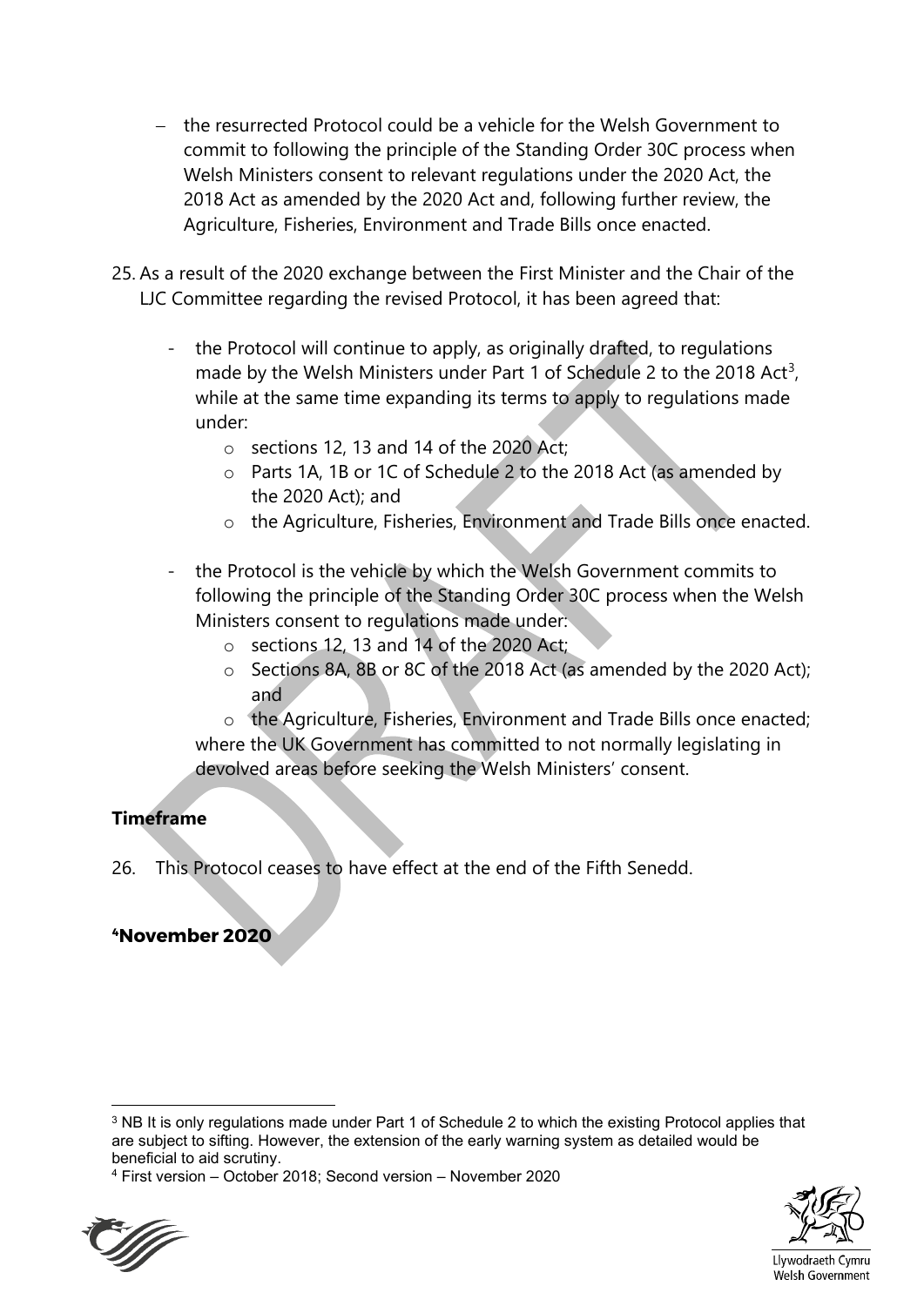- the resurrected Protocol could be a vehicle for the Welsh Government to commit to following the principle of the Standing Order 30C process when Welsh Ministers consent to relevant regulations under the 2020 Act, the 2018 Act as amended by the 2020 Act and, following further review, the Agriculture, Fisheries, Environment and Trade Bills once enacted.

25. As a result of the 2020 exchange between the First Minister and the Chair of the LJC Committee regarding the revised Protocol, it has been agreed that:

    - the Protocol will continue to apply, as originally drafted, to regulations made by the Welsh Ministers under Part 1 of Schedule 2 to the 2018 Act[3], while at the same time expanding its terms to apply to regulations made under:
        - sections 12, 13 and 14 of the 2020 Act;
        - Parts 1A, 1B or 1C of Schedule 2 to the 2018 Act (as amended by the 2020 Act); and
        - the Agriculture, Fisheries, Environment and Trade Bills once enacted.
    - the Protocol is the vehicle by which the Welsh Government commits to following the principle of the Standing Order 30C process when the Welsh Ministers consent to regulations made under:
        - sections 12, 13 and 14 of the 2020 Act;
        - Sections 8A, 8B or 8C of the 2018 Act (as amended by the 2020 Act); and
        - the Agriculture, Fisheries, Environment and Trade Bills once enacted;

      where the UK Government has committed to not normally legislating in devolved areas before seeking the Welsh Ministers' consent.

**Timeframe**

26. This Protocol ceases to have effect at the end of the Fifth Senedd.

**[4]November 2020**

---

[3] NB It is only regulations made under Part 1 of Schedule 2 to which the existing Protocol applies that are subject to sifting. However, the extension of the early warning system as detailed would be beneficial to aid scrutiny.

[4] First version – October 2018; Second version – November 2020